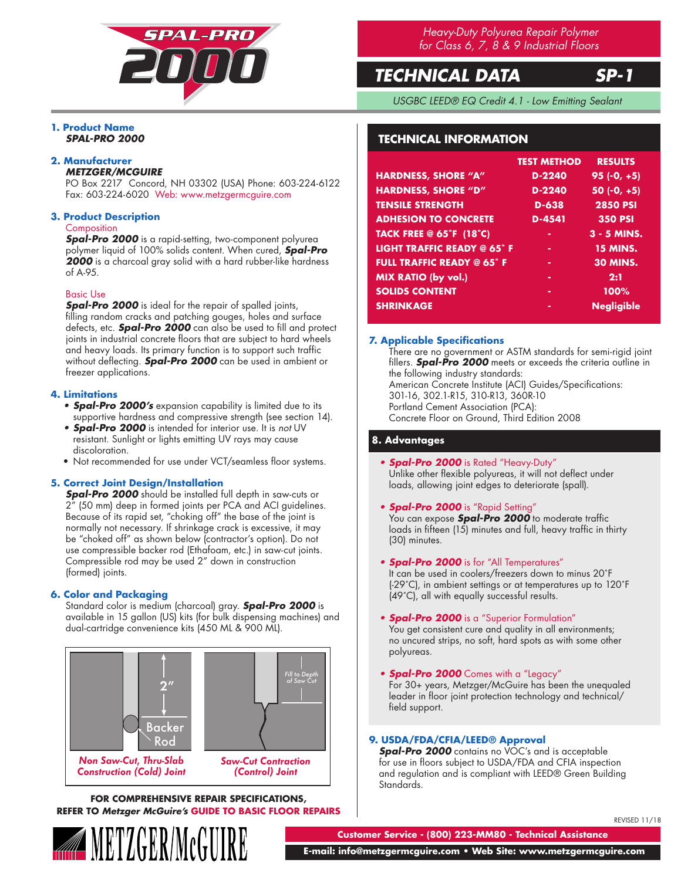# SPAL-PRO 2000

*Heavy-Duty Polyurea Repair Polymer for Class 6, 7, 8 & 9 Industrial Floors*

## TECHNICAL DATA SP-1

*USGBC LEED® EQ Credit 4.1 - Low Emitting Sealant*

### 1. Product Name

***SPAL-PRO 2000***

### 2. Manufacturer

***METZGER/MCGUIRE***
PO Box 2217 Concord, NH 03302 (USA) Phone: 603-224-6122
Fax: 603-224-6020 Web: www.metzgermcguire.com

### 3. Product Description

Composition

***Spal-Pro 2000*** is a rapid-setting, two-component polyurea polymer liquid of 100% solids content. When cured, ***Spal-Pro 2000*** is a charcoal gray solid with a hard rubber-like hardness of A-95.

Basic Use

***Spal-Pro 2000*** is ideal for the repair of spalled joints, filling random cracks and patching gouges, holes and surface defects, etc. ***Spal-Pro 2000*** can also be used to fill and protect joints in industrial concrete floors that are subject to hard wheels and heavy loads. Its primary function is to support such traffic without deflecting. ***Spal-Pro 2000*** can be used in ambient or freezer applications.

### 4. Limitations

- ***Spal-Pro 2000's*** expansion capability is limited due to its supportive hardness and compressive strength (see section 14).
- ***Spal-Pro 2000*** is intended for interior use. It is *not* UV resistant. Sunlight or lights emitting UV rays may cause discoloration.
- Not recommended for use under VCT/seamless floor systems.

### 5. Correct Joint Design/Installation

***Spal-Pro 2000*** should be installed full depth in saw-cuts or 2" (50 mm) deep in formed joints per PCA and ACI guidelines. Because of its rapid set, "choking off" the base of the joint is normally not necessary. If shrinkage crack is excessive, it may be "choked off" as shown below (contractor's option). Do not use compressible backer rod (Ethafoam, etc.) in saw-cut joints. Compressible rod may be used 2" down in construction (formed) joints.

### 6. Color and Packaging

Standard color is medium (charcoal) gray. ***Spal-Pro 2000*** is available in 15 gallon (US) kits (for bulk dispensing machines) and dual-cartridge convenience kits (450 ML & 900 ML).

2"
Backer Rod

*Non Saw-Cut, Thru-Slab Construction (Cold) Joint*

*Fill to Depth of Saw Cut*

*Saw-Cut Contraction (Control) Joint*

**FOR COMPREHENSIVE REPAIR SPECIFICATIONS, REFER TO *Metzger McGuire's* GUIDE TO BASIC FLOOR REPAIRS**

## TECHNICAL INFORMATION

| | TEST METHOD | RESULTS |
|---|---|---|
| HARDNESS, SHORE "A" | D-2240 | 95 (-0, +5) |
| HARDNESS, SHORE "D" | D-2240 | 50 (-0, +5) |
| TENSILE STRENGTH | D-638 | 2850 PSI |
| ADHESION TO CONCRETE | D-4541 | 350 PSI |
| TACK FREE @ 65°F (18°C) | - | 3 - 5 MINS. |
| LIGHT TRAFFIC READY @ 65° F | - | 15 MINS. |
| FULL TRAFFIC READY @ 65° F | - | 30 MINS. |
| MIX RATIO (by vol.) | - | 2:1 |
| SOLIDS CONTENT | - | 100% |
| SHRINKAGE | - | Negligible |

### 7. Applicable Specifications

There are no government or ASTM standards for semi-rigid joint fillers. ***Spal-Pro 2000*** meets or exceeds the criteria outline in the following industry standards:
American Concrete Institute (ACI) Guides/Specifications: 301-16, 302.1-R15, 310-R13, 360R-10
Portland Cement Association (PCA):
Concrete Floor on Ground, Third Edition 2008

### 8. Advantages

- ***Spal-Pro 2000*** is Rated "Heavy-Duty"
  Unlike other flexible polyureas, it will not deflect under loads, allowing joint edges to deteriorate (spall).
- ***Spal-Pro 2000*** is "Rapid Setting"
  You can expose ***Spal-Pro 2000*** to moderate traffic loads in fifteen (15) minutes and full, heavy traffic in thirty (30) minutes.
- ***Spal-Pro 2000*** is for "All Temperatures"
  It can be used in coolers/freezers down to minus 20°F (-29°C), in ambient settings or at temperatures up to 120°F (49°C), all with equally successful results.
- ***Spal-Pro 2000*** is a "Superior Formulation"
  You get consistent cure and quality in all environments; no uncured strips, no soft, hard spots as with some other polyureas.
- ***Spal-Pro 2000*** Comes with a "Legacy"
  For 30+ years, Metzger/McGuire has been the unequaled leader in floor joint protection technology and technical/ field support.

### 9. USDA/FDA/CFIA/LEED® Approval

***Spal-Pro 2000*** contains no VOC's and is acceptable for use in floors subject to USDA/FDA and CFIA inspection and regulation and is compliant with LEED® Green Building Standards.

REVISED 11/18

METZGER/McGUIRE

**Customer Service - (800) 223-MM80 - Technical Assistance**

**E-mail: info@metzgermcguire.com • Web Site: www.metzgermcguire.com**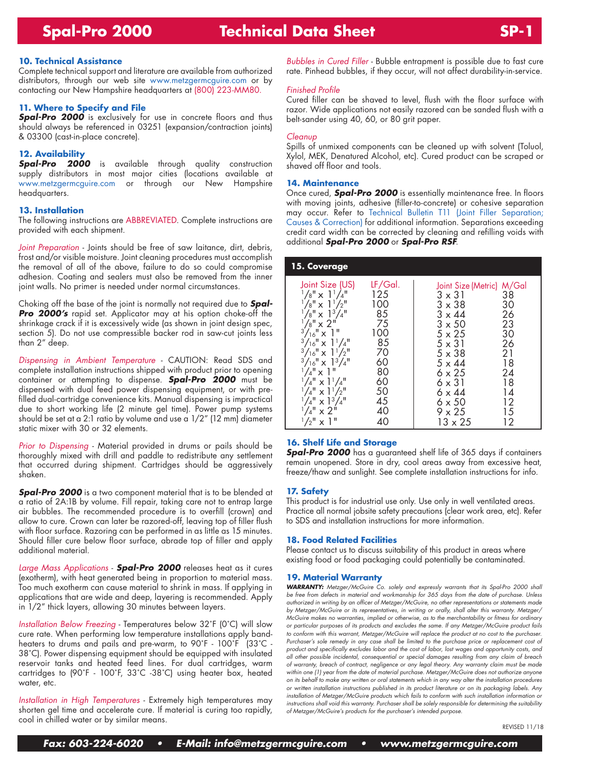## 10. Technical Assistance

Complete technical support and literature are available from authorized distributors, through our web site www.metzgermcguire.com or by contacting our New Hampshire headquarters at (800) 223-MM80.

## 11. Where to Specify and File

***Spal-Pro 2000*** is exclusively for use in concrete floors and thus should always be referenced in 03251 (expansion/contraction joints) & 03300 (cast-in-place concrete).

## 12. Availability

***Spal-Pro 2000*** is available through quality construction supply distributors in most major cities (locations available at www.metzgermcguire.com or through our New Hampshire headquarters.

## 13. Installation

The following instructions are ABBREVIATED. Complete instructions are provided with each shipment.

*Joint Preparation* - Joints should be free of saw laitance, dirt, debris, frost and/or visible moisture. Joint cleaning procedures must accomplish the removal of all of the above, failure to do so could compromise adhesion. Coating and sealers must also be removed from the inner joint walls. No primer is needed under normal circumstances.

Choking off the base of the joint is normally not required due to ***Spal-Pro 2000's*** rapid set. Applicator may at his option choke-off the shrinkage crack if it is excessively wide (as shown in joint design spec, section 5). Do not use compressible backer rod in saw-cut joints less than 2" deep.

*Dispensing in Ambient Temperature* - CAUTION: Read SDS and complete installation instructions shipped with product prior to opening container or attempting to dispense. ***Spal-Pro 2000*** must be dispensed with dual feed power dispensing equipment, or with pre-filled dual-cartridge convenience kits. Manual dispensing is impractical due to short working life (2 minute gel time). Power pump systems should be set at a 2:1 ratio by volume and use a 1/2" (12 mm) diameter static mixer with 30 or 32 elements.

*Prior to Dispensing* - Material provided in drums or pails should be thoroughly mixed with drill and paddle to redistribute any settlement that occurred during shipment. Cartridges should be aggressively shaken.

***Spal-Pro 2000*** is a two component material that is to be blended at a ratio of 2A:1B by volume. Fill repair, taking care not to entrap large air bubbles. The recommended procedure is to overfill (crown) and allow to cure. Crown can later be razored-off, leaving top of filler flush with floor surface. Razoring can be performed in as little as 15 minutes. Should filler cure below floor surface, abrade top of filler and apply additional material.

*Large Mass Applications* - ***Spal-Pro 2000*** releases heat as it cures (exotherm), with heat generated being in proportion to material mass. Too much exotherm can cause material to shrink in mass. If applying in applications that are wide and deep, layering is recommended. Apply in 1/2" thick layers, allowing 30 minutes between layers.

*Installation Below Freezing* - Temperatures below 32°F (0°C) will slow cure rate. When performing low temperature installations apply band-heaters to drums and pails and pre-warm, to 90°F - 100°F (33°C - 38°C). Power dispensing equipment should be equipped with insulated reservoir tanks and heated feed lines. For dual cartridges, warm cartridges to (90°F - 100°F, 33°C -38°C) using heater box, heated water, etc.

*Installation in High Temperatures* - Extremely high temperatures may shorten gel time and accelerate cure. If material is curing too rapidly, cool in chilled water or by similar means.

*Bubbles in Cured Filler* - Bubble entrapment is possible due to fast cure rate. Pinhead bubbles, if they occur, will not affect durability-in-service.

*Finished Profile*

Cured filler can be shaved to level, flush with the floor surface with razor. Wide applications not easily razored can be sanded flush with a belt-sander using 40, 60, or 80 grit paper.

*Cleanup*

Spills of unmixed components can be cleaned up with solvent (Toluol, Xylol, MEK, Denatured Alcohol, etc). Cured product can be scraped or shaved off floor and tools.

## 14. Maintenance

Once cured, ***Spal-Pro 2000*** is essentially maintenance free. In floors with moving joints, adhesive (filler-to-concrete) or cohesive separation may occur. Refer to Technical Bulletin T11 (Joint Filler Separation; Causes & Correction) for additional information. Separations exceeding credit card width can be corrected by cleaning and refilling voids with additional ***Spal-Pro 2000*** or ***Spal-Pro RSF***.

## 15. Coverage

| Joint Size (US) | LF/Gal. | Joint Size (Metric) | M/Gal |
|---|---|---|---|
| 1/8" x 1 1/4" | 125 | 3 x 31 | 38 |
| 1/8" x 1 1/2" | 100 | 3 x 38 | 30 |
| 1/8" x 1 3/4" | 85 | 3 x 44 | 26 |
| 1/8" x 2" | 75 | 3 x 50 | 23 |
| 3/16" x 1" | 100 | 5 x 25 | 30 |
| 3/16" x 1 1/4" | 85 | 5 x 31 | 26 |
| 3/16" x 1 1/2" | 70 | 5 x 38 | 21 |
| 3/16" x 1 3/4" | 60 | 5 x 44 | 18 |
| 1/4" x 1" | 80 | 6 x 25 | 24 |
| 1/4" x 1 1/4" | 60 | 6 x 31 | 18 |
| 1/4" x 1 1/2" | 50 | 6 x 44 | 14 |
| 1/4" x 1 3/4" | 45 | 6 x 50 | 12 |
| 1/4" x 2" | 40 | 9 x 25 | 15 |
| 1/2" x 1" | 40 | 13 x 25 | 12 |

## 16. Shelf Life and Storage

***Spal-Pro 2000*** has a guaranteed shelf life of 365 days if containers remain unopened. Store in dry, cool areas away from excessive heat, freeze/thaw and sunlight. See complete installation instructions for info.

## 17. Safety

This product is for industrial use only. Use only in well ventilated areas. Practice all normal jobsite safety precautions (clear work area, etc). Refer to SDS and installation instructions for more information.

## 18. Food Related Facilities

Please contact us to discuss suitability of this product in areas where existing food or food packaging could potentially be contaminated.

## 19. Material Warranty

***WARRANTY:*** *Metzger/McGuire Co. solely and expressly warrants that its Spal-Pro 2000 shall be free from defects in material and workmanship for 365 days from the date of purchase. Unless authorized in writing by an officer of Metzger/McGuire, no other representations or statements made by Metzger/McGuire or its representatives, in writing or orally, shall alter this warranty. Metzger/McGuire makes no warranties, implied or otherwise, as to the merchantability or fitness for ordinary or particular purposes of its products and excludes the same. If any Metzger/McGuire product fails to conform with this warranty, Metzger/McGuire will replace the product at no cost to the purchaser. Purchaser's sole remedy in any case shall be limited to the purchase price or replacement cost of product and specifically excludes labor and the cost of labor, lost wages and opportunity costs, and all other possible incidental, consequential or special damages resulting from any claim of breach of warranty, breach of contract, negligence or any legal theory. Any warranty claim must be made within one (1) year from the date of material purchase. Metzger/McGuire does not authorize anyone on its behalf to make any written or oral statements which in any way alter the installation procedures or written installation instructions published in its product literature or on its packaging labels. Any installation of Metzger/McGuire products which fails to conform with such installation information or instructions shall void this warranty. Purchaser shall be solely responsible for determining the suitability of Metzger/McGuire's products for the purchaser's intended purpose.*

REVISED 11/18